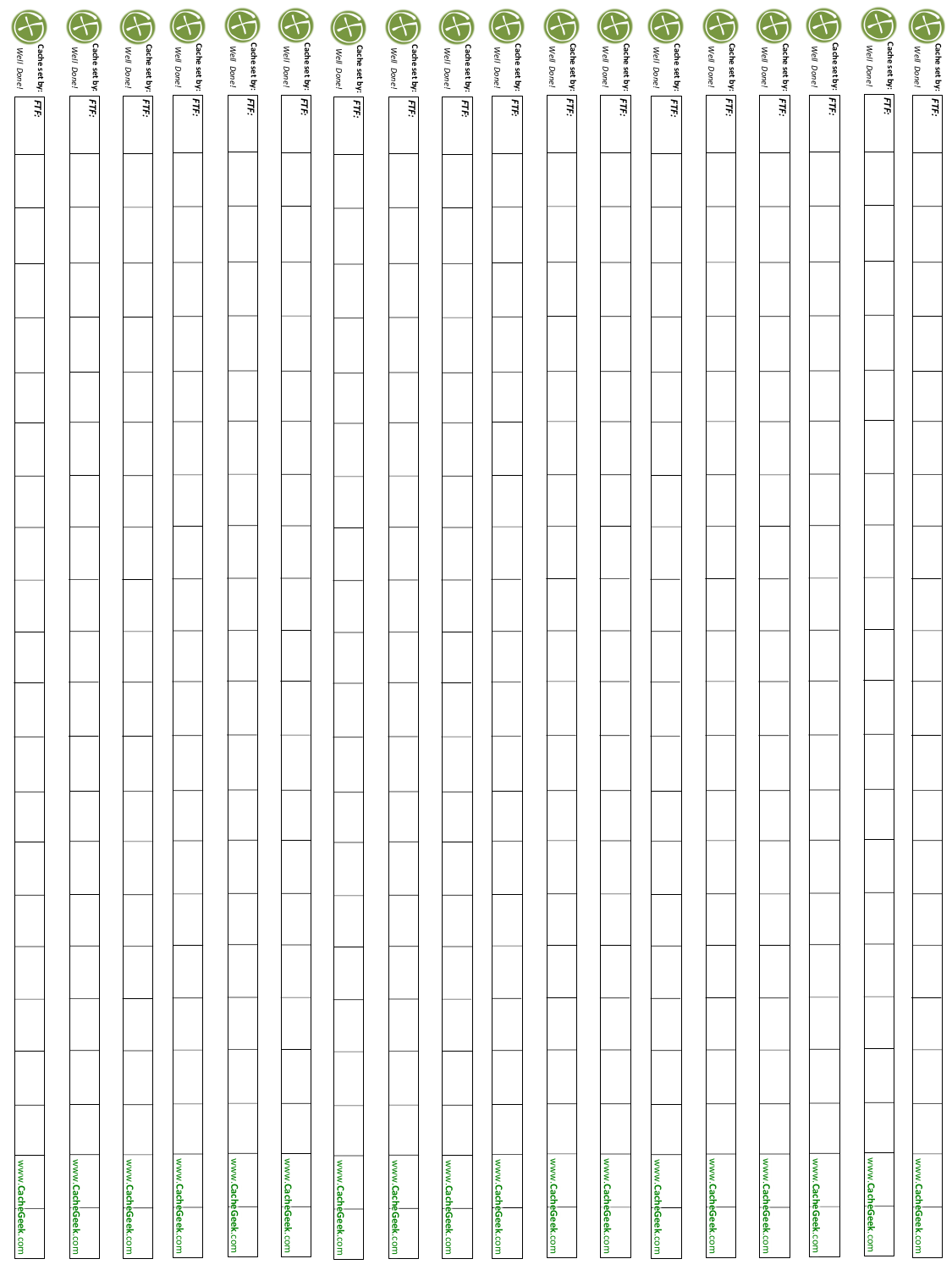Cache set by:
*Well Done!*
***FTF:***
www.**CacheGeek**.com

Cache set by:
*Well Done!*
***FTF:***
www.**CacheGeek**.com

Cache set by:
*Well Done!*
***FTF:***
www.**CacheGeek**.com

Cache set by:
*Well Done!*
***FTF:***
www.**CacheGeek**.com

Cache set by:
*Well Done!*
***FTF:***
www.**CacheGeek**.com

Cache set by:
*Well Done!*
***FTF:***
www.**CacheGeek**.com

Cache set by:
*Well Done!*
***FTF:***
www.**CacheGeek**.com

Cache set by:
*Well Done!*
***FTF:***
www.**CacheGeek**.com

Cache set by:
*Well Done!*
***FTF:***
www.**CacheGeek**.com

Cache set by:
*Well Done!*
***FTF:***
www.**CacheGeek**.com

Cache set by:
*Well Done!*
***FTF:***
www.**CacheGeek**.com

Cache set by:
*Well Done!*
***FTF:***
www.**CacheGeek**.com

Cache set by:
*Well Done!*
***FTF:***
www.**CacheGeek**.com

Cache set by:
*Well Done!*
***FTF:***
www.**CacheGeek**.com

Cache set by:
*Well Done!*
***FTF:***
www.**CacheGeek**.com

Cache set by:
*Well Done!*
***FTF:***
www.**CacheGeek**.com

Cache set by:
*Well Done!*
***FTF:***
www.**CacheGeek**.com

Cache set by:
*Well Done!*
***FTF:***
www.**CacheGeek**.com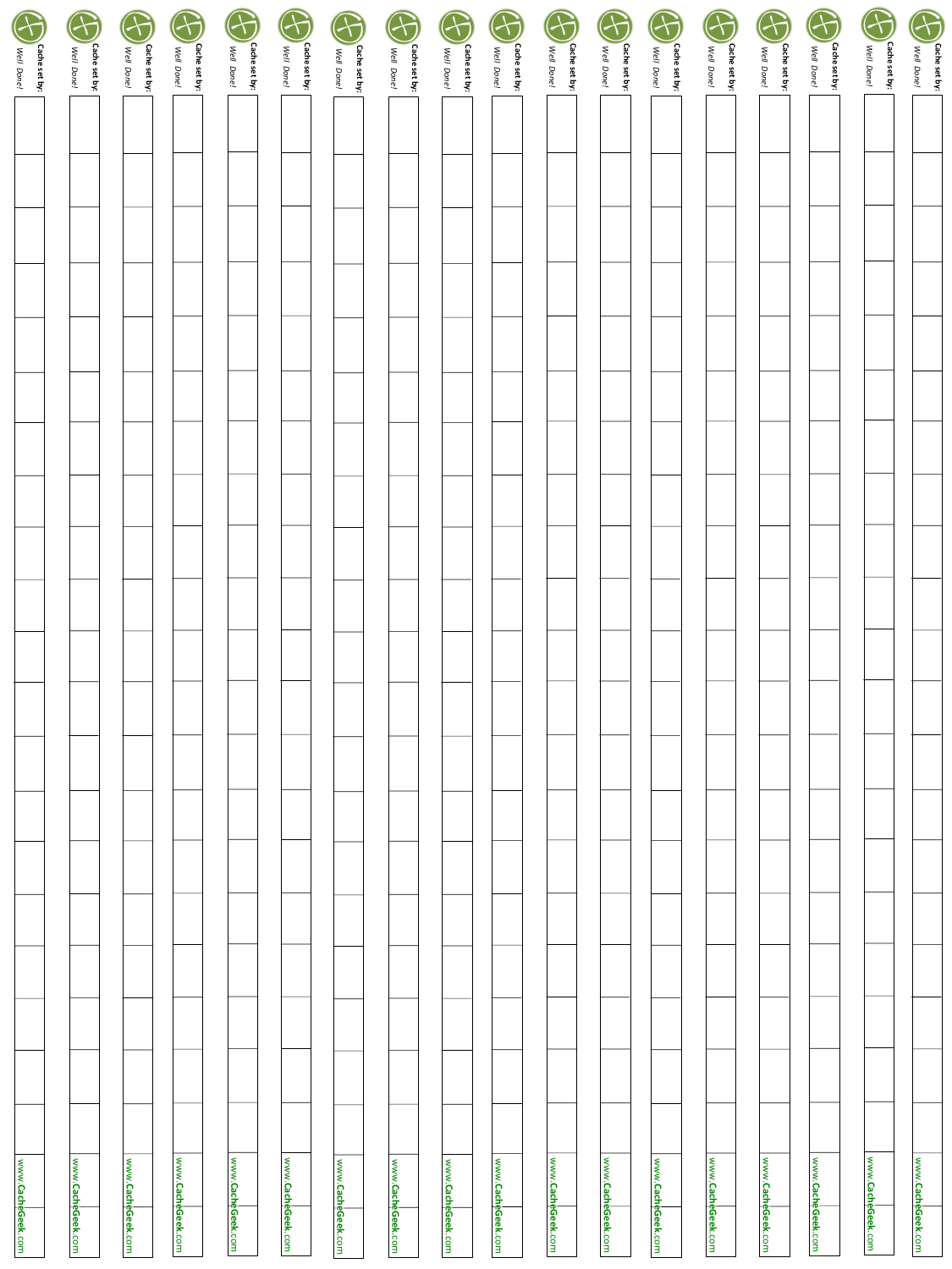Cache set by:
*Well Done!*
www.CacheGeek.com

Cache set by:
*Well Done!*
www.CacheGeek.com

Cache set by:
*Well Done!*
www.CacheGeek.com

Cache set by:
*Well Done!*
www.CacheGeek.com

Cache set by:
*Well Done!*
www.CacheGeek.com

Cache set by:
*Well Done!*
www.CacheGeek.com

Cache set by:
*Well Done!*
www.CacheGeek.com

Cache set by:
*Well Done!*
www.CacheGeek.com

Cache set by:
*Well Done!*
www.CacheGeek.com

Cache set by:
*Well Done!*
www.CacheGeek.com

Cache set by:
*Well Done!*
www.CacheGeek.com

Cache set by:
*Well Done!*
www.CacheGeek.com

Cache set by:
*Well Done!*
www.CacheGeek.com

Cache set by:
*Well Done!*
www.CacheGeek.com

Cache set by:
*Well Done!*
www.CacheGeek.com

Cache set by:
*Well Done!*
www.CacheGeek.com

Cache set by:
*Well Done!*
www.CacheGeek.com

Cache set by:
*Well Done!*
www.CacheGeek.com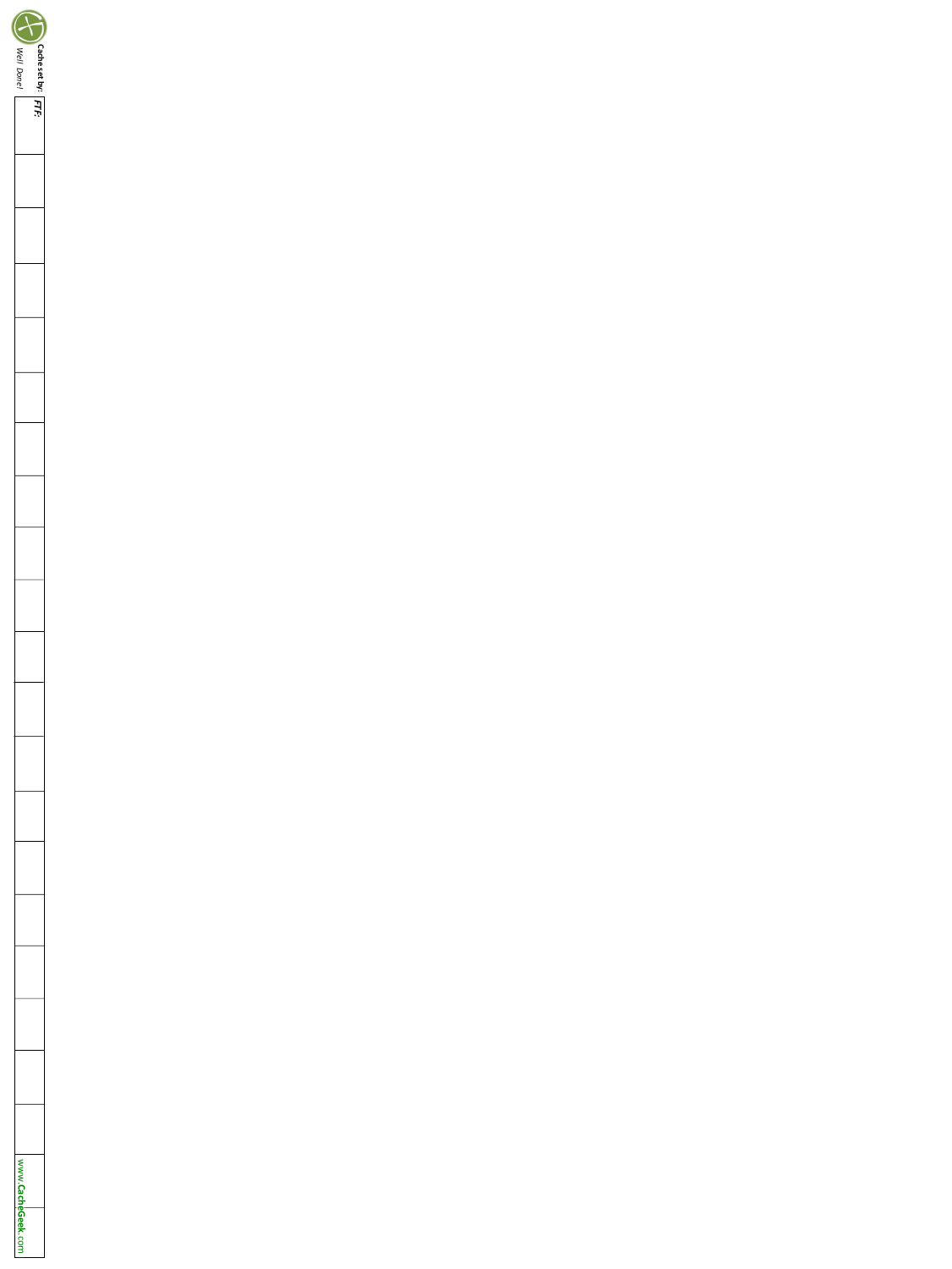Cache set by:

*Well Done!*

***FTF:***

www.**CacheGeek**.com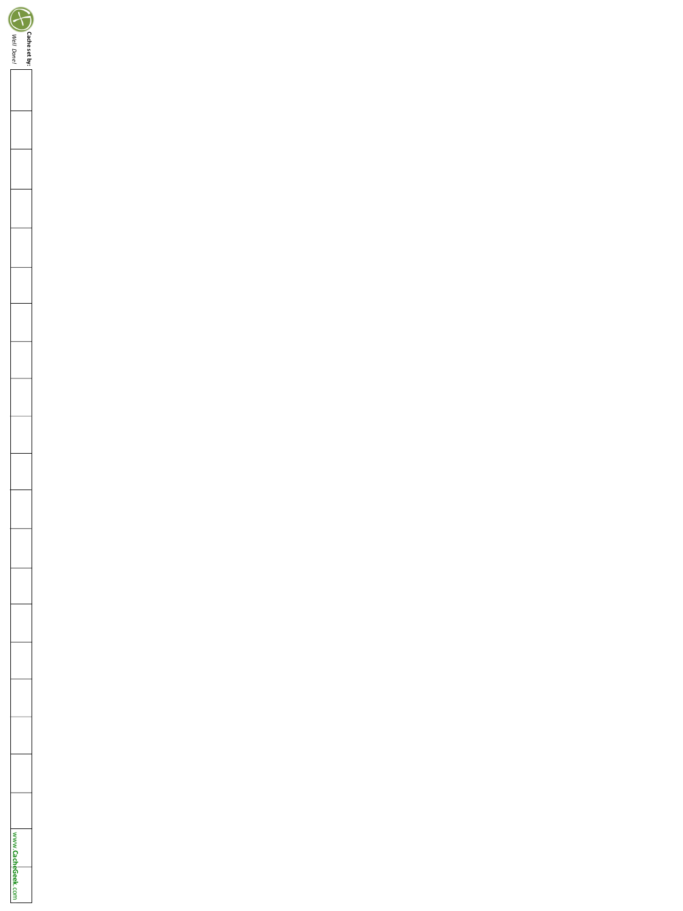**Cache set by:**

*Well Done!*

www.**CacheGeek**.com